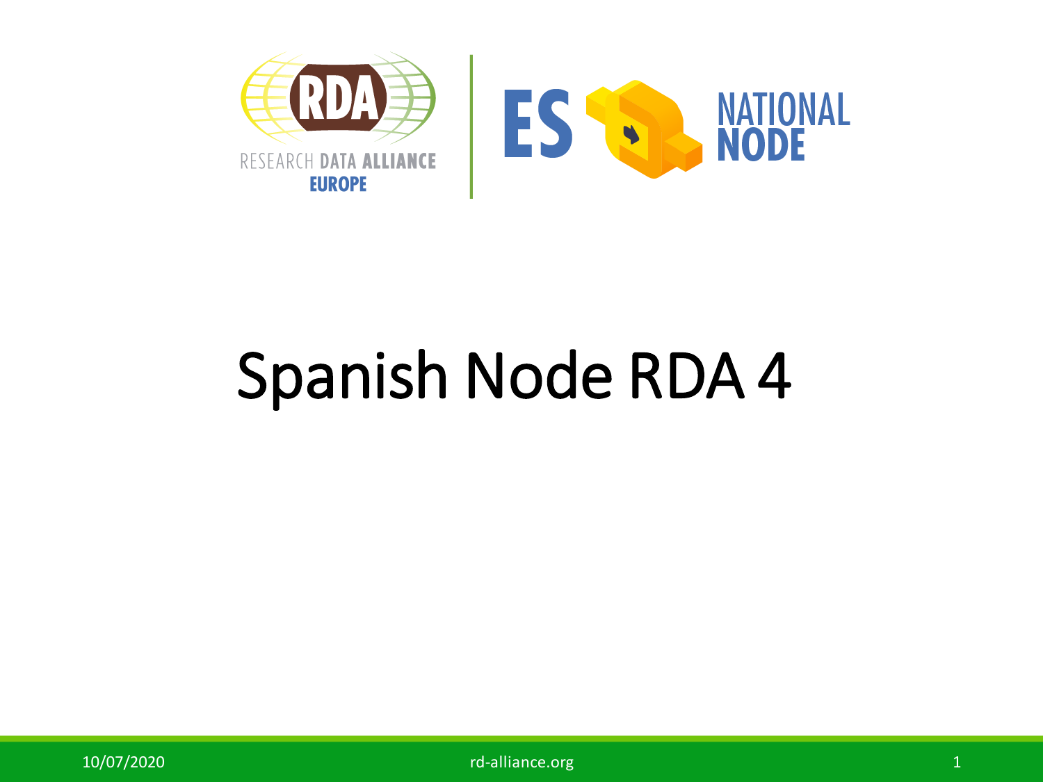# Spanish Node RDA 4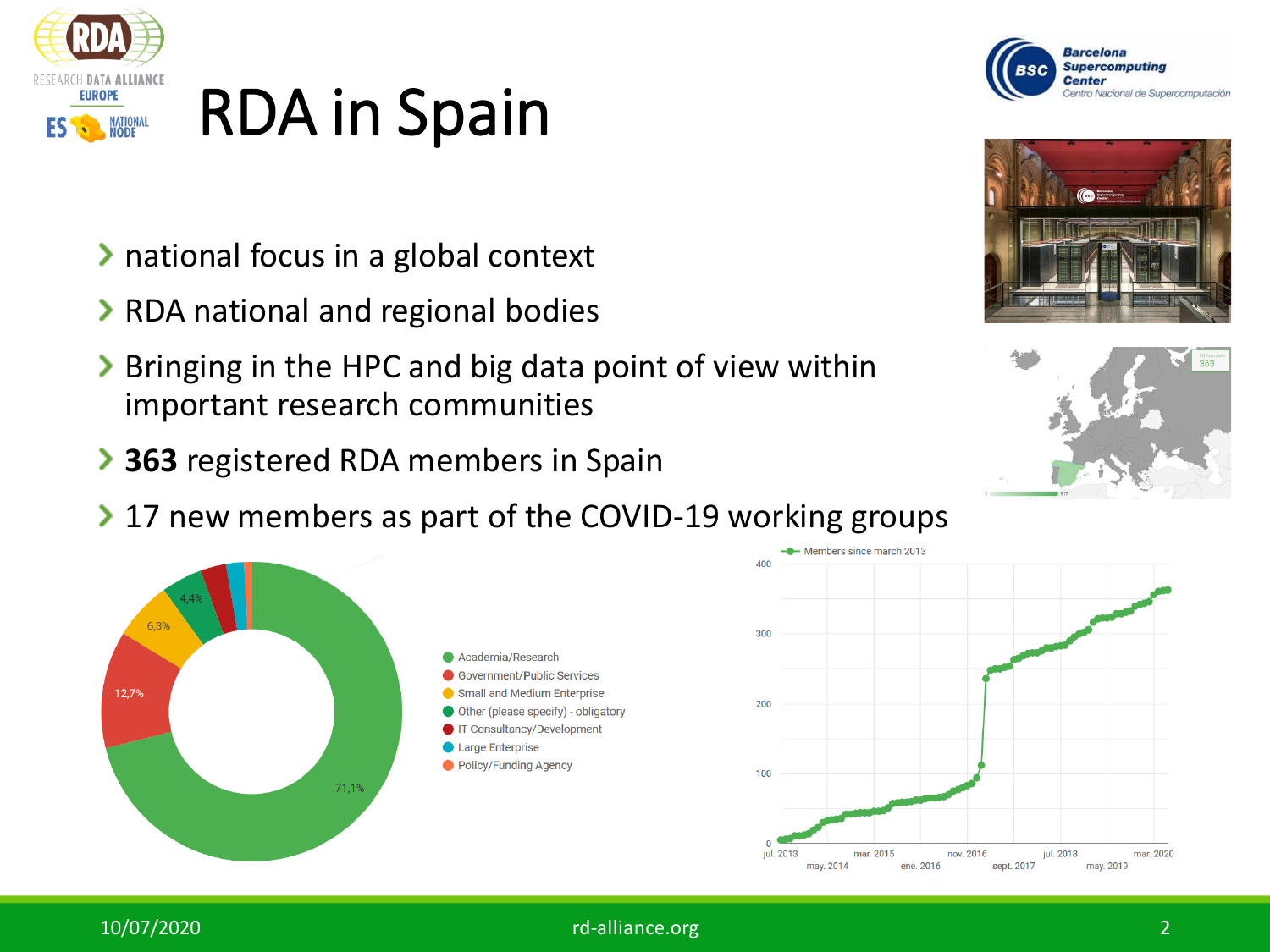# RDA in Spain

- national focus in a global context
- RDA national and regional bodies
- Bringing in the HPC and big data point of view within important research communities
- **363** registered RDA members in Spain
- 17 new members as part of the COVID-19 working groups

71,1%, 12,7%, 6,3%, 4,4%

- Academia/Research
- Government/Public Services
- Small and Medium Enterprise
- Other (please specify) - obligatory
- IT Consultancy/Development
- Large Enterprise
- Policy/Funding Agency

Members since march 2013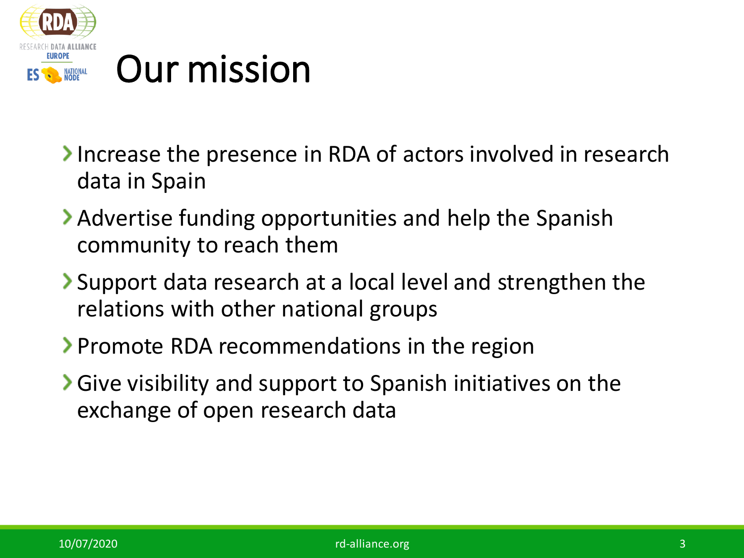# Our mission

- Increase the presence in RDA of actors involved in research data in Spain
- Advertise funding opportunities and help the Spanish community to reach them
- Support data research at a local level and strengthen the relations with other national groups
- Promote RDA recommendations in the region
- Give visibility and support to Spanish initiatives on the exchange of open research data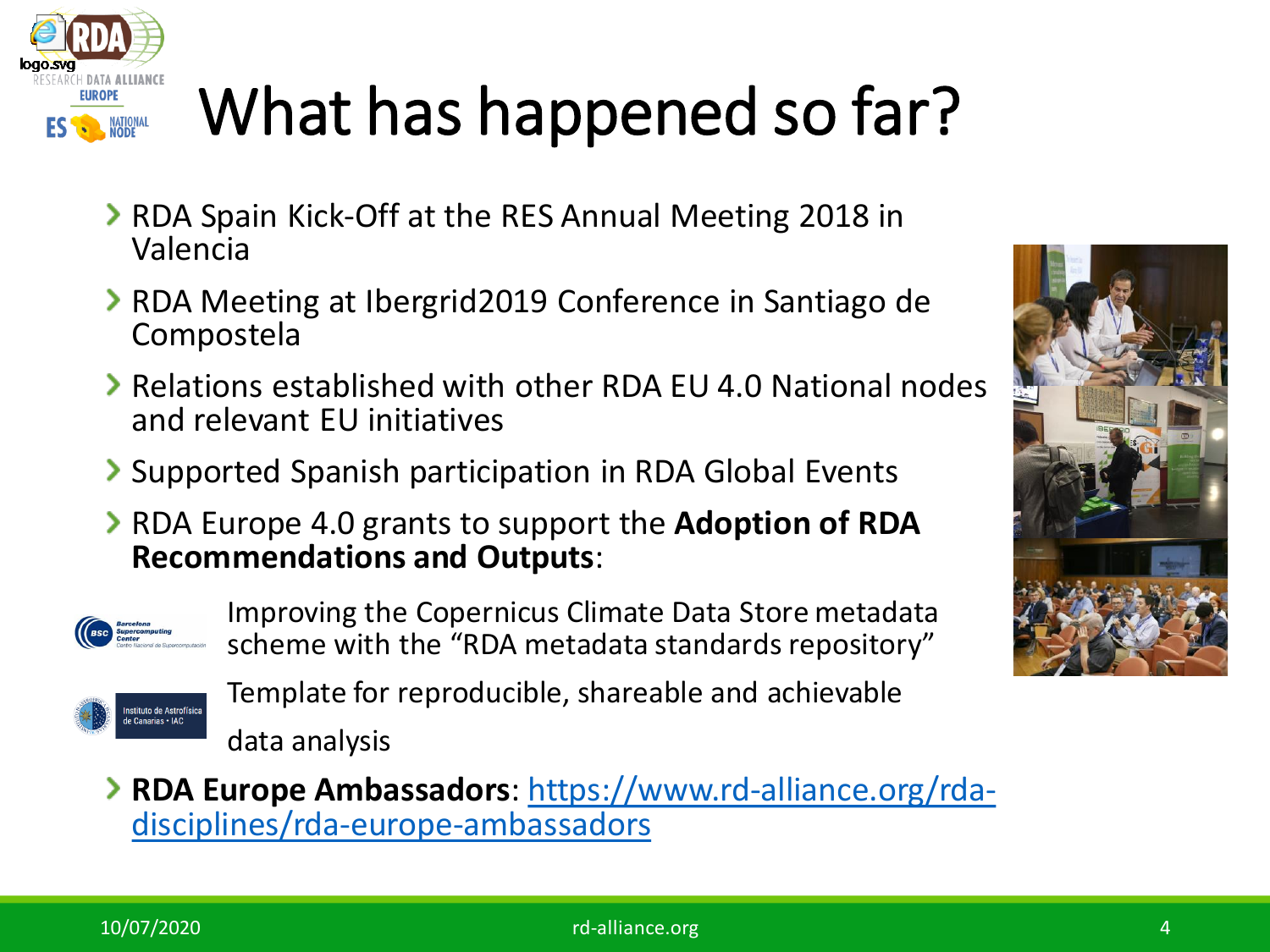# What has happened so far?

- RDA Spain Kick-Off at the RES Annual Meeting 2018 in Valencia
- RDA Meeting at Ibergrid2019 Conference in Santiago de Compostela
- Relations established with other RDA EU 4.0 National nodes and relevant EU initiatives
- Supported Spanish participation in RDA Global Events
- RDA Europe 4.0 grants to support the **Adoption of RDA Recommendations and Outputs**:
  - Improving the Copernicus Climate Data Store metadata scheme with the "RDA metadata standards repository"
  - Template for reproducible, shareable and achievable data analysis
- **RDA Europe Ambassadors**: [https://www.rd-alliance.org/rda-disciplines/rda-europe-ambassadors](https://www.rd-alliance.org/rda-disciplines/rda-europe-ambassadors)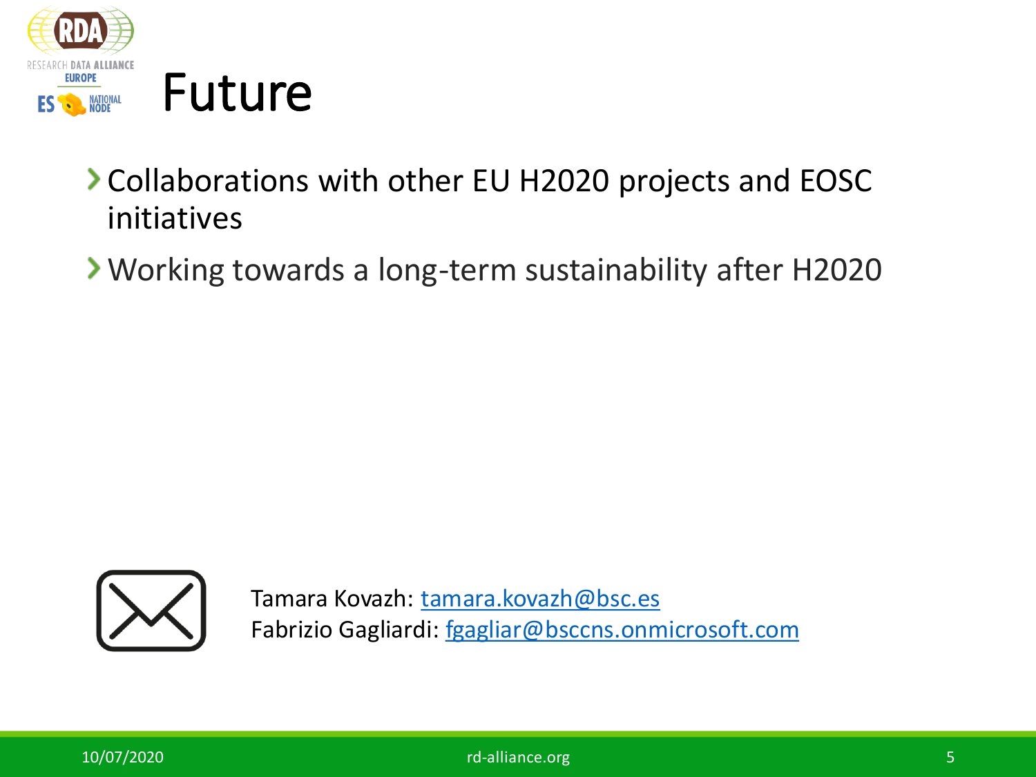# Future

- Collaborations with other EU H2020 projects and EOSC initiatives
- Working towards a long-term sustainability after H2020

Tamara Kovazh: tamara.kovazh@bsc.es
Fabrizio Gagliardi: fgagliar@bsccns.onmicrosoft.com